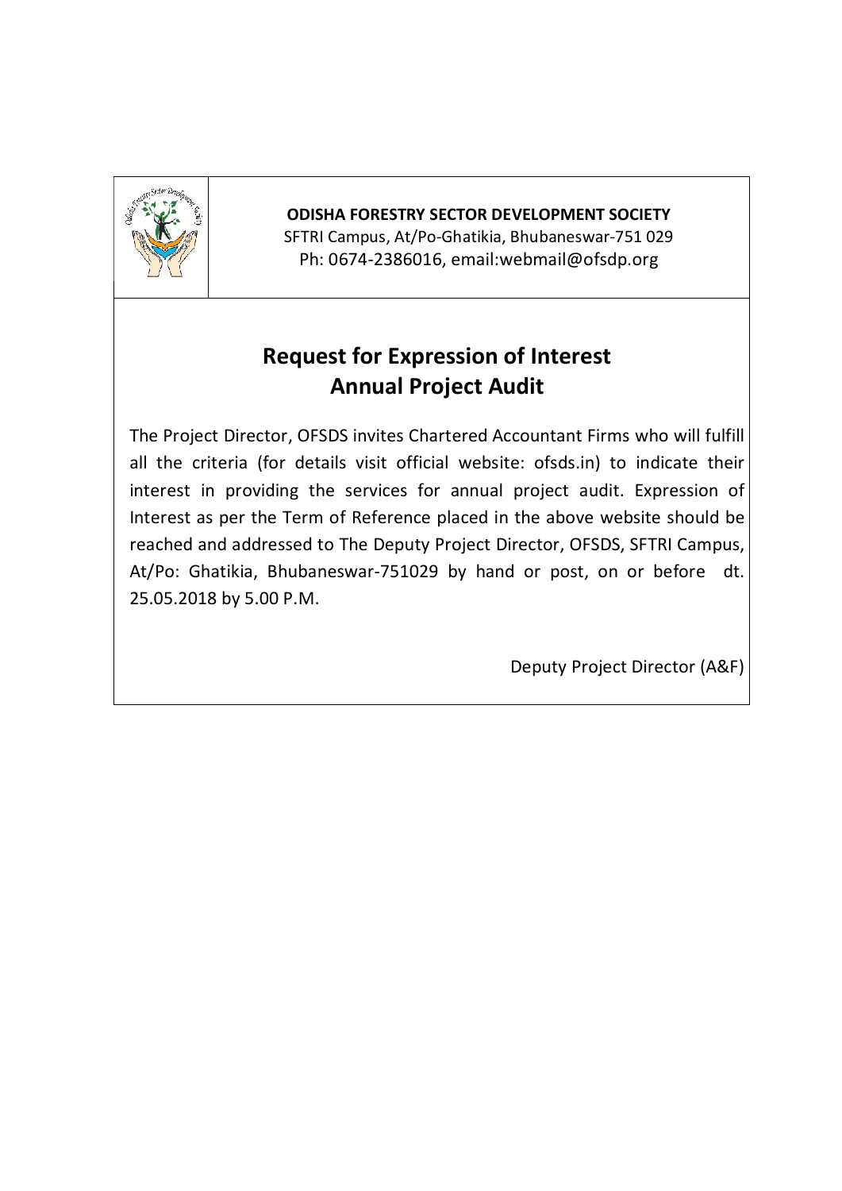**ODISHA FORESTRY SECTOR DEVELOPMENT SOCIETY**
SFTRI Campus, At/Po-Ghatikia, Bhubaneswar-751 029
Ph: 0674-2386016, email:webmail@ofsdp.org

# Request for Expression of Interest
# Annual Project Audit

The Project Director, OFSDS invites Chartered Accountant Firms who will fulfill all the criteria (for details visit official website: ofsds.in) to indicate their interest in providing the services for annual project audit. Expression of Interest as per the Term of Reference placed in the above website should be reached and addressed to The Deputy Project Director, OFSDS, SFTRI Campus, At/Po: Ghatikia, Bhubaneswar-751029 by hand or post, on or before dt. 25.05.2018 by 5.00 P.M.

Deputy Project Director (A&F)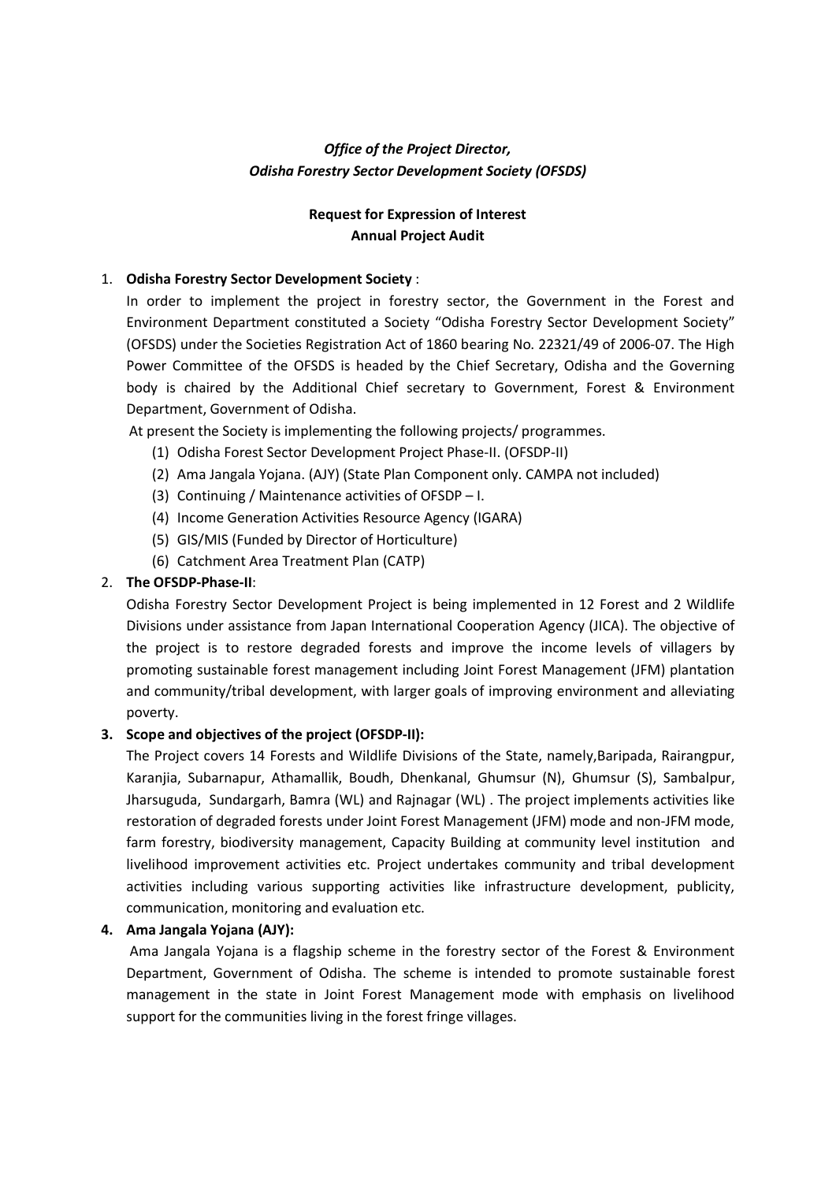*Office of the Project Director,*
*Odisha Forestry Sector Development Society (OFSDS)*

**Request for Expression of Interest**
**Annual Project Audit**

1. **Odisha Forestry Sector Development Society** :

   In order to implement the project in forestry sector, the Government in the Forest and Environment Department constituted a Society "Odisha Forestry Sector Development Society" (OFSDS) under the Societies Registration Act of 1860 bearing No. 22321/49 of 2006-07. The High Power Committee of the OFSDS is headed by the Chief Secretary, Odisha and the Governing body is chaired by the Additional Chief secretary to Government, Forest & Environment Department, Government of Odisha.

   At present the Society is implementing the following projects/ programmes.

   (1) Odisha Forest Sector Development Project Phase-II. (OFSDP-II)
   (2) Ama Jangala Yojana. (AJY) (State Plan Component only. CAMPA not included)
   (3) Continuing / Maintenance activities of OFSDP – I.
   (4) Income Generation Activities Resource Agency (IGARA)
   (5) GIS/MIS (Funded by Director of Horticulture)
   (6) Catchment Area Treatment Plan (CATP)

2. **The OFSDP-Phase-II**:

   Odisha Forestry Sector Development Project is being implemented in 12 Forest and 2 Wildlife Divisions under assistance from Japan International Cooperation Agency (JICA). The objective of the project is to restore degraded forests and improve the income levels of villagers by promoting sustainable forest management including Joint Forest Management (JFM) plantation and community/tribal development, with larger goals of improving environment and alleviating poverty.

3. **Scope and objectives of the project (OFSDP-II):**

   The Project covers 14 Forests and Wildlife Divisions of the State, namely,Baripada, Rairangpur, Karanjia, Subarnapur, Athamallik, Boudh, Dhenkanal, Ghumsur (N), Ghumsur (S), Sambalpur, Jharsuguda, Sundargarh, Bamra (WL) and Rajnagar (WL) . The project implements activities like restoration of degraded forests under Joint Forest Management (JFM) mode and non-JFM mode, farm forestry, biodiversity management, Capacity Building at community level institution and livelihood improvement activities etc. Project undertakes community and tribal development activities including various supporting activities like infrastructure development, publicity, communication, monitoring and evaluation etc.

4. **Ama Jangala Yojana (AJY):**

   Ama Jangala Yojana is a flagship scheme in the forestry sector of the Forest & Environment Department, Government of Odisha. The scheme is intended to promote sustainable forest management in the state in Joint Forest Management mode with emphasis on livelihood support for the communities living in the forest fringe villages.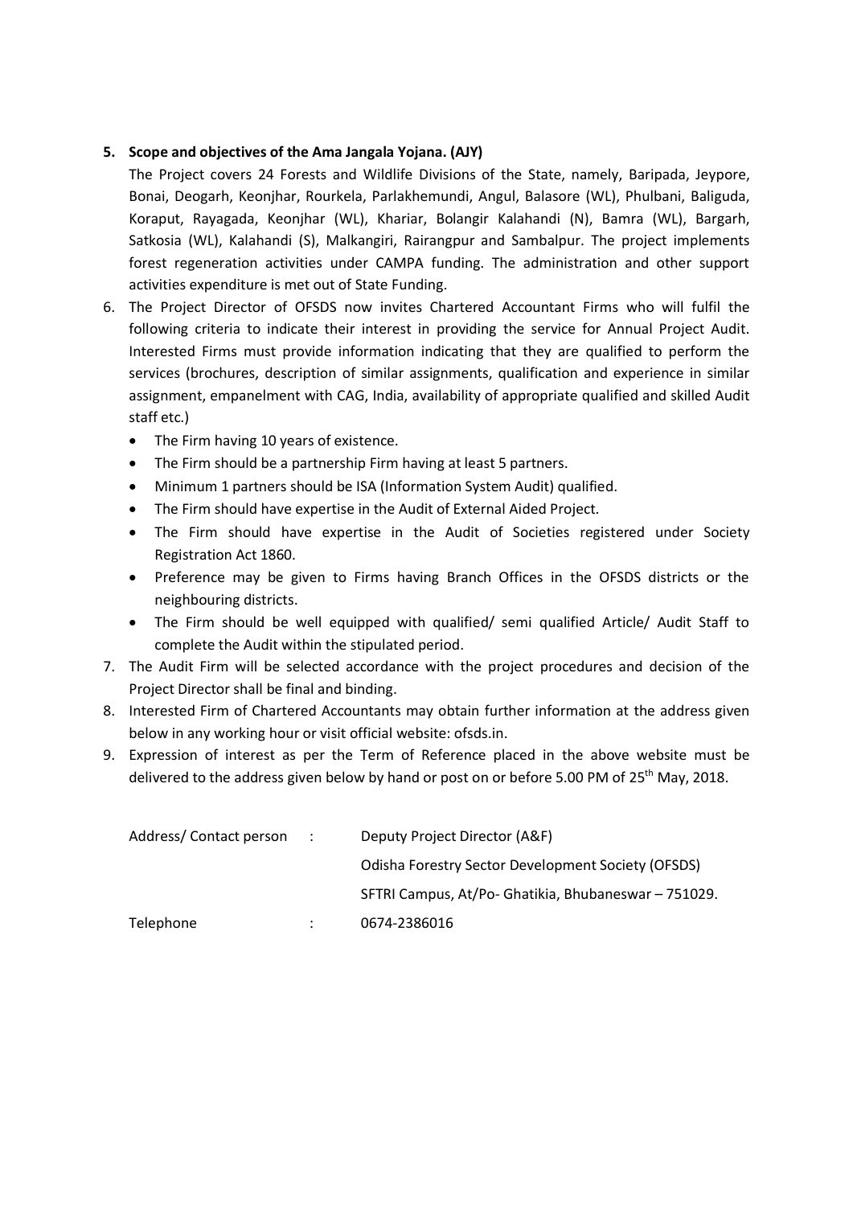5. **Scope and objectives of the Ama Jangala Yojana. (AJY)**

   The Project covers 24 Forests and Wildlife Divisions of the State, namely, Baripada, Jeypore, Bonai, Deogarh, Keonjhar, Rourkela, Parlakhemundi, Angul, Balasore (WL), Phulbani, Baliguda, Koraput, Rayagada, Keonjhar (WL), Khariar, Bolangir Kalahandi (N), Bamra (WL), Bargarh, Satkosia (WL), Kalahandi (S), Malkangiri, Rairangpur and Sambalpur. The project implements forest regeneration activities under CAMPA funding. The administration and other support activities expenditure is met out of State Funding.

6. The Project Director of OFSDS now invites Chartered Accountant Firms who will fulfil the following criteria to indicate their interest in providing the service for Annual Project Audit. Interested Firms must provide information indicating that they are qualified to perform the services (brochures, description of similar assignments, qualification and experience in similar assignment, empanelment with CAG, India, availability of appropriate qualified and skilled Audit staff etc.)
   - The Firm having 10 years of existence.
   - The Firm should be a partnership Firm having at least 5 partners.
   - Minimum 1 partners should be ISA (Information System Audit) qualified.
   - The Firm should have expertise in the Audit of External Aided Project.
   - The Firm should have expertise in the Audit of Societies registered under Society Registration Act 1860.
   - Preference may be given to Firms having Branch Offices in the OFSDS districts or the neighbouring districts.
   - The Firm should be well equipped with qualified/ semi qualified Article/ Audit Staff to complete the Audit within the stipulated period.
7. The Audit Firm will be selected accordance with the project procedures and decision of the Project Director shall be final and binding.
8. Interested Firm of Chartered Accountants may obtain further information at the address given below in any working hour or visit official website: ofsds.in.
9. Expression of interest as per the Term of Reference placed in the above website must be delivered to the address given below by hand or post on or before 5.00 PM of 25th May, 2018.

| | | |
|---|---|---|
| Address/ Contact person | : | Deputy Project Director (A&F) |
| | | Odisha Forestry Sector Development Society (OFSDS) |
| | | SFTRI Campus, At/Po- Ghatikia, Bhubaneswar – 751029. |
| Telephone | : | 0674-2386016 |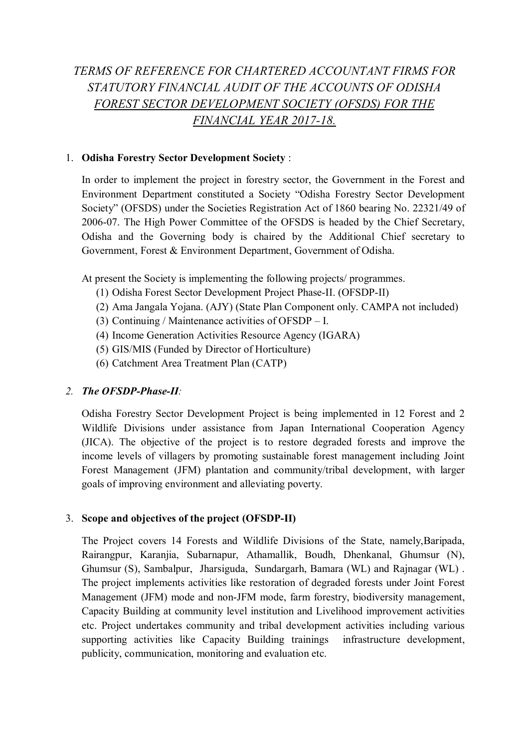# *TERMS OF REFERENCE FOR CHARTERED ACCOUNTANT FIRMS FOR STATUTORY FINANCIAL AUDIT OF THE ACCOUNTS OF ODISHA FOREST SECTOR DEVELOPMENT SOCIETY (OFSDS) FOR THE FINANCIAL YEAR 2017-18.*

1. **Odisha Forestry Sector Development Society** :

   In order to implement the project in forestry sector, the Government in the Forest and Environment Department constituted a Society "Odisha Forestry Sector Development Society" (OFSDS) under the Societies Registration Act of 1860 bearing No. 22321/49 of 2006-07. The High Power Committee of the OFSDS is headed by the Chief Secretary, Odisha and the Governing body is chaired by the Additional Chief secretary to Government, Forest & Environment Department, Government of Odisha.

   At present the Society is implementing the following projects/ programmes.

   (1) Odisha Forest Sector Development Project Phase-II. (OFSDP-II)
   (2) Ama Jangala Yojana. (AJY) (State Plan Component only. CAMPA not included)
   (3) Continuing / Maintenance activities of OFSDP – I.
   (4) Income Generation Activities Resource Agency (IGARA)
   (5) GIS/MIS (Funded by Director of Horticulture)
   (6) Catchment Area Treatment Plan (CATP)

2. ***The OFSDP-Phase-II****:*

   Odisha Forestry Sector Development Project is being implemented in 12 Forest and 2 Wildlife Divisions under assistance from Japan International Cooperation Agency (JICA). The objective of the project is to restore degraded forests and improve the income levels of villagers by promoting sustainable forest management including Joint Forest Management (JFM) plantation and community/tribal development, with larger goals of improving environment and alleviating poverty.

3. **Scope and objectives of the project (OFSDP-II)**

   The Project covers 14 Forests and Wildlife Divisions of the State, namely,Baripada, Rairangpur, Karanjia, Subarnapur, Athamallik, Boudh, Dhenkanal, Ghumsur (N), Ghumsur (S), Sambalpur, Jharsiguda, Sundargarh, Bamara (WL) and Rajnagar (WL) . The project implements activities like restoration of degraded forests under Joint Forest Management (JFM) mode and non-JFM mode, farm forestry, biodiversity management, Capacity Building at community level institution and Livelihood improvement activities etc. Project undertakes community and tribal development activities including various supporting activities like Capacity Building trainings infrastructure development, publicity, communication, monitoring and evaluation etc.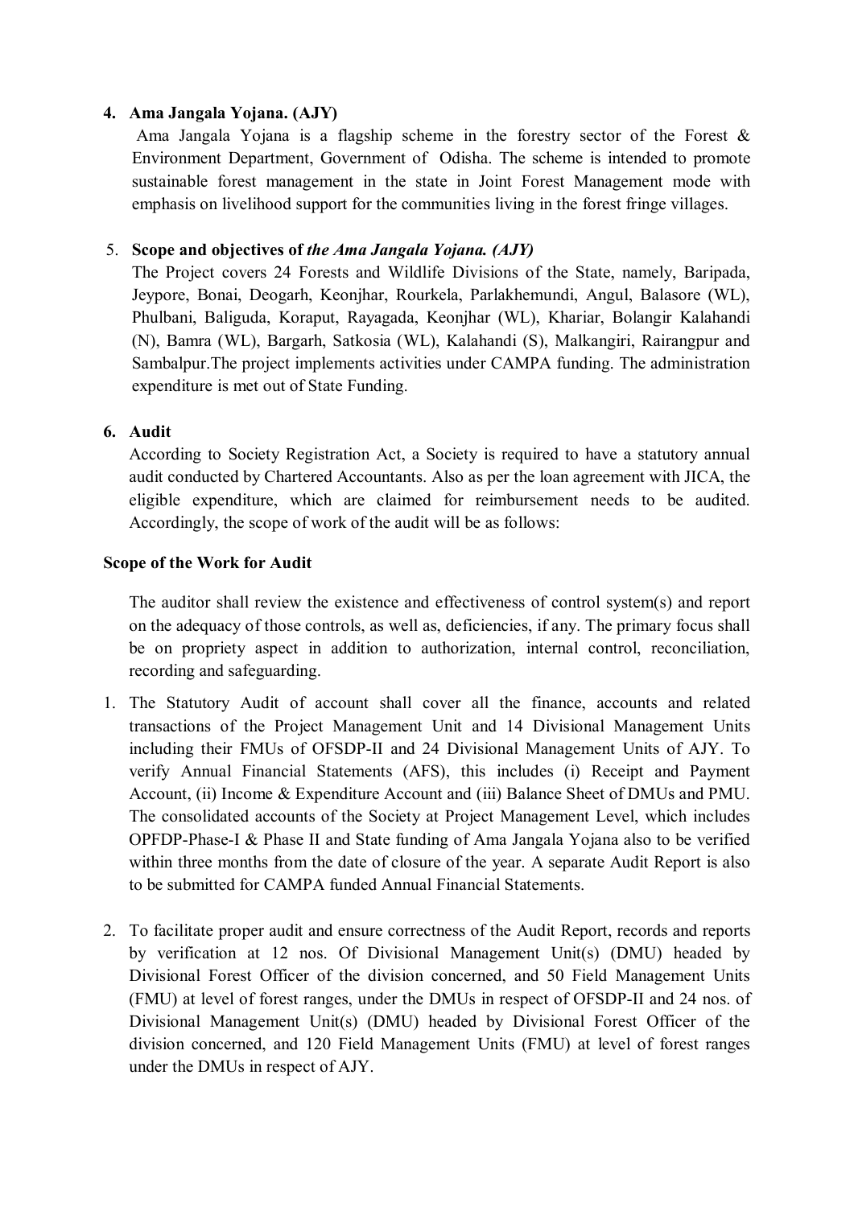4. **Ama Jangala Yojana. (AJY)**

   Ama Jangala Yojana is a flagship scheme in the forestry sector of the Forest & Environment Department, Government of Odisha. The scheme is intended to promote sustainable forest management in the state in Joint Forest Management mode with emphasis on livelihood support for the communities living in the forest fringe villages.

5. **Scope and objectives of *the Ama Jangala Yojana. (AJY)***

   The Project covers 24 Forests and Wildlife Divisions of the State, namely, Baripada, Jeypore, Bonai, Deogarh, Keonjhar, Rourkela, Parlakhemundi, Angul, Balasore (WL), Phulbani, Baliguda, Koraput, Rayagada, Keonjhar (WL), Khariar, Bolangir Kalahandi (N), Bamra (WL), Bargarh, Satkosia (WL), Kalahandi (S), Malkangiri, Rairangpur and Sambalpur.The project implements activities under CAMPA funding. The administration expenditure is met out of State Funding.

6. **Audit**

   According to Society Registration Act, a Society is required to have a statutory annual audit conducted by Chartered Accountants. Also as per the loan agreement with JICA, the eligible expenditure, which are claimed for reimbursement needs to be audited. Accordingly, the scope of work of the audit will be as follows:

**Scope of the Work for Audit**

The auditor shall review the existence and effectiveness of control system(s) and report on the adequacy of those controls, as well as, deficiencies, if any. The primary focus shall be on propriety aspect in addition to authorization, internal control, reconciliation, recording and safeguarding.

1. The Statutory Audit of account shall cover all the finance, accounts and related transactions of the Project Management Unit and 14 Divisional Management Units including their FMUs of OFSDP-II and 24 Divisional Management Units of AJY. To verify Annual Financial Statements (AFS), this includes (i) Receipt and Payment Account, (ii) Income & Expenditure Account and (iii) Balance Sheet of DMUs and PMU. The consolidated accounts of the Society at Project Management Level, which includes OPFDP-Phase-I & Phase II and State funding of Ama Jangala Yojana also to be verified within three months from the date of closure of the year. A separate Audit Report is also to be submitted for CAMPA funded Annual Financial Statements.

2. To facilitate proper audit and ensure correctness of the Audit Report, records and reports by verification at 12 nos. Of Divisional Management Unit(s) (DMU) headed by Divisional Forest Officer of the division concerned, and 50 Field Management Units (FMU) at level of forest ranges, under the DMUs in respect of OFSDP-II and 24 nos. of Divisional Management Unit(s) (DMU) headed by Divisional Forest Officer of the division concerned, and 120 Field Management Units (FMU) at level of forest ranges under the DMUs in respect of AJY.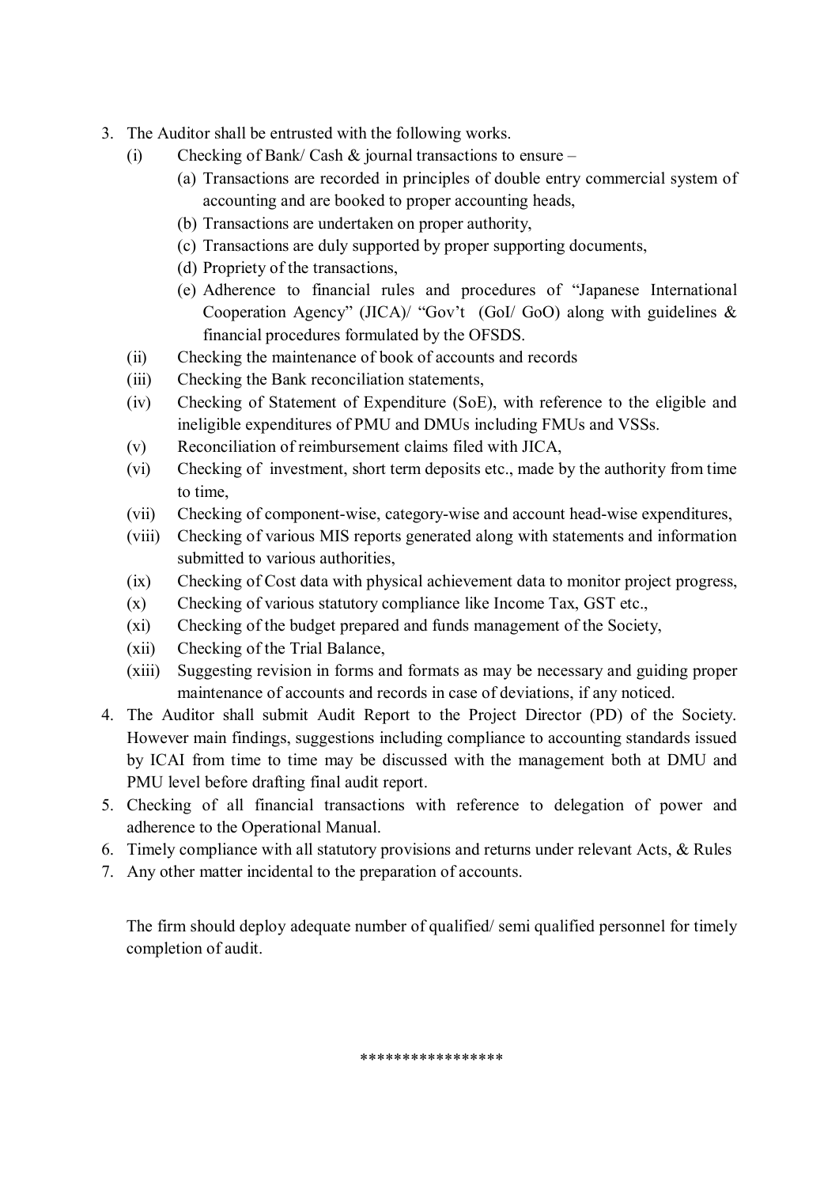3. The Auditor shall be entrusted with the following works.
   (i) Checking of Bank/ Cash & journal transactions to ensure –
      (a) Transactions are recorded in principles of double entry commercial system of accounting and are booked to proper accounting heads,
      (b) Transactions are undertaken on proper authority,
      (c) Transactions are duly supported by proper supporting documents,
      (d) Propriety of the transactions,
      (e) Adherence to financial rules and procedures of "Japanese International Cooperation Agency" (JICA)/ "Gov't (GoI/ GoO) along with guidelines & financial procedures formulated by the OFSDS.
   (ii) Checking the maintenance of book of accounts and records
   (iii) Checking the Bank reconciliation statements,
   (iv) Checking of Statement of Expenditure (SoE), with reference to the eligible and ineligible expenditures of PMU and DMUs including FMUs and VSSs.
   (v) Reconciliation of reimbursement claims filed with JICA,
   (vi) Checking of investment, short term deposits etc., made by the authority from time to time,
   (vii) Checking of component-wise, category-wise and account head-wise expenditures,
   (viii) Checking of various MIS reports generated along with statements and information submitted to various authorities,
   (ix) Checking of Cost data with physical achievement data to monitor project progress,
   (x) Checking of various statutory compliance like Income Tax, GST etc.,
   (xi) Checking of the budget prepared and funds management of the Society,
   (xii) Checking of the Trial Balance,
   (xiii) Suggesting revision in forms and formats as may be necessary and guiding proper maintenance of accounts and records in case of deviations, if any noticed.
4. The Auditor shall submit Audit Report to the Project Director (PD) of the Society. However main findings, suggestions including compliance to accounting standards issued by ICAI from time to time may be discussed with the management both at DMU and PMU level before drafting final audit report.
5. Checking of all financial transactions with reference to delegation of power and adherence to the Operational Manual.
6. Timely compliance with all statutory provisions and returns under relevant Acts, & Rules
7. Any other matter incidental to the preparation of accounts.

The firm should deploy adequate number of qualified/ semi qualified personnel for timely completion of audit.

*****************